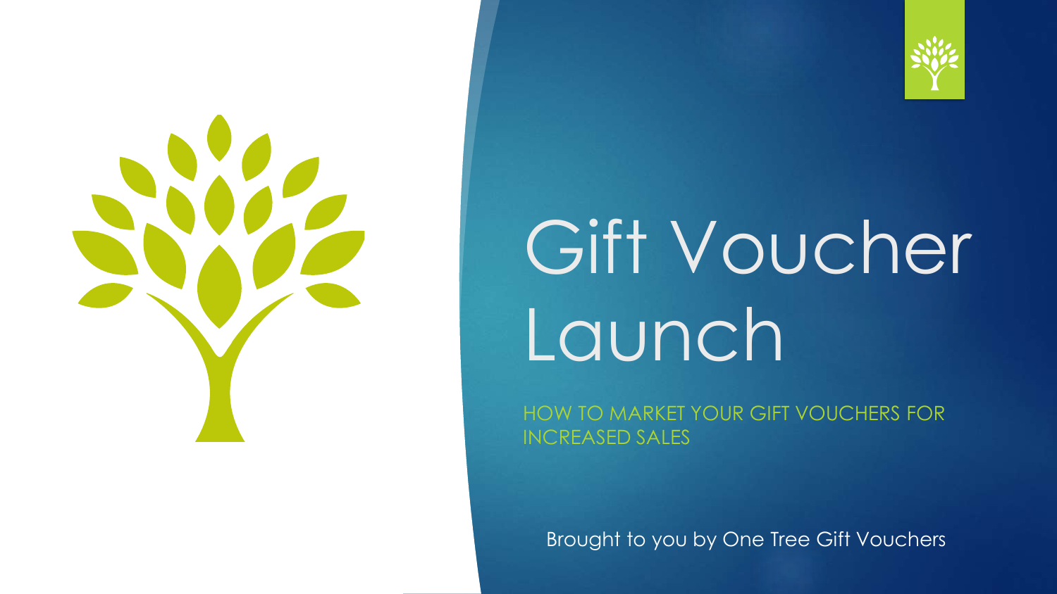# Gift Voucher Launch

HOW TO MARKET YOUR GIFT VOUCHERS FOR INCREASED SALES

Brought to you by One Tree Gift Vouchers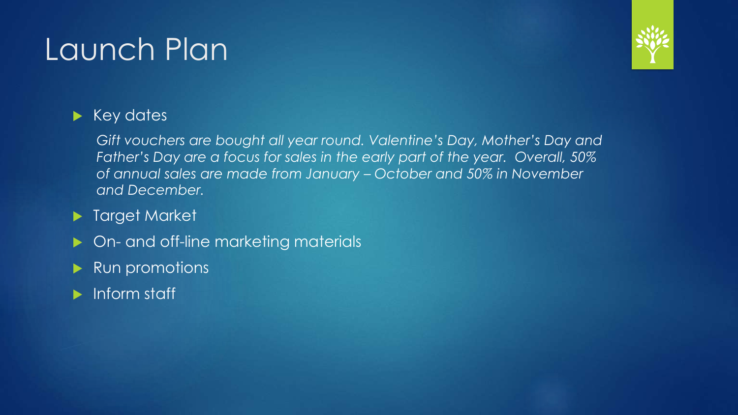# Launch Plan

- Key dates

  *Gift vouchers are bought all year round. Valentine's Day, Mother's Day and Father's Day are a focus for sales in the early part of the year. Overall, 50% of annual sales are made from January – October and 50% in November and December.*

- Target Market
- On- and off-line marketing materials
- Run promotions
- Inform staff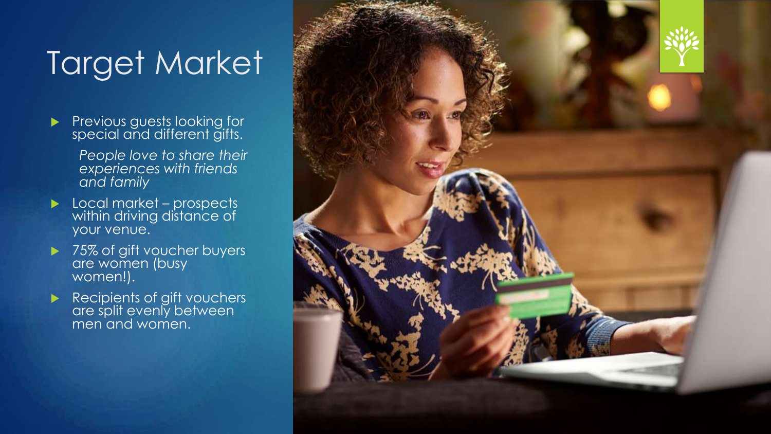# Target Market

- Previous guests looking for special and different gifts.

  *People love to share their experiences with friends and family*

- Local market – prospects within driving distance of your venue.
- 75% of gift voucher buyers are women (busy women!).
- Recipients of gift vouchers are split evenly between men and women.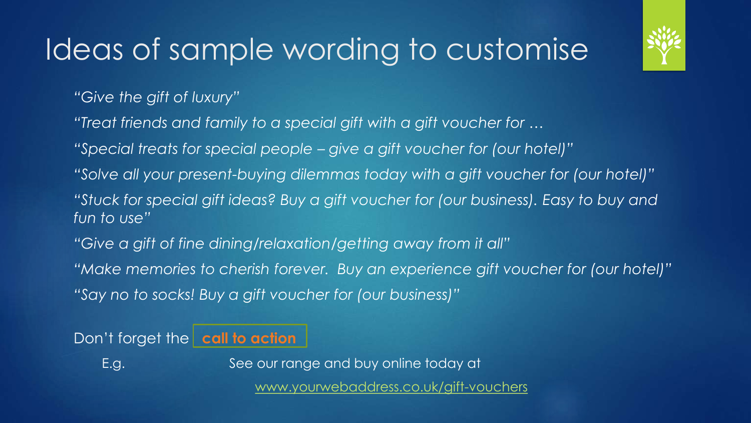# Ideas of sample wording to customise

*"Give the gift of luxury"*

*"Treat friends and family to a special gift with a gift voucher for …*

*"Special treats for special people – give a gift voucher for (our hotel)"*

*"Solve all your present-buying dilemmas today with a gift voucher for (our hotel)"*

*"Stuck for special gift ideas? Buy a gift voucher for (our business). Easy to buy and fun to use"*

*"Give a gift of fine dining/relaxation/getting away from it all"*

*"Make memories to cherish forever. Buy an experience gift voucher for (our hotel)"*

*"Say no to socks! Buy a gift voucher for (our business)"*

Don't forget the **call to action**

E.g. See our range and buy online today at

www.yourwebaddress.co.uk/gift-vouchers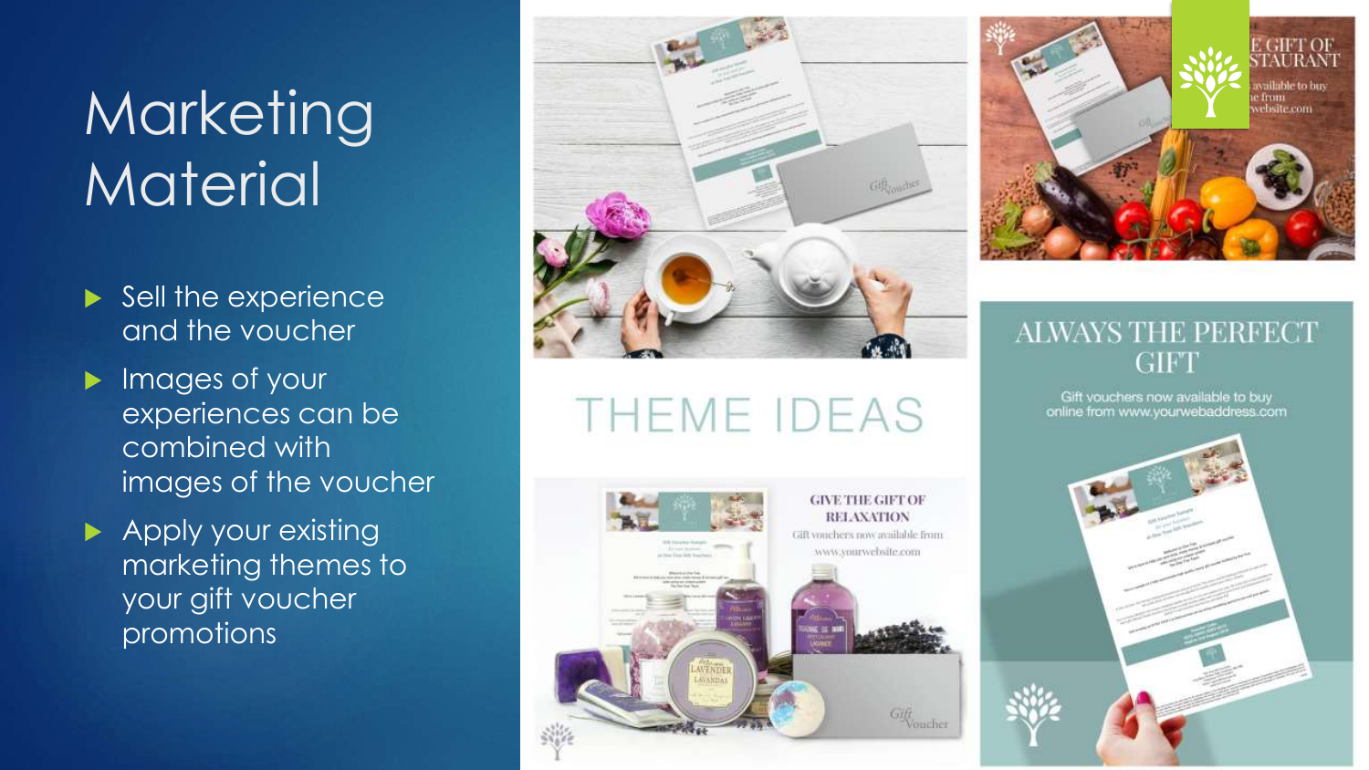# Marketing Material

- Sell the experience and the voucher
- Images of your experiences can be combined with images of the voucher
- Apply your existing marketing themes to your gift voucher promotions

## THEME IDEAS

**GIVE THE GIFT OF RELAXATION**

Gift vouchers now available from www.yourwebsite.com

**ALWAYS THE PERFECT GIFT**

Gift vouchers now available to buy online from www.yourwebaddress.com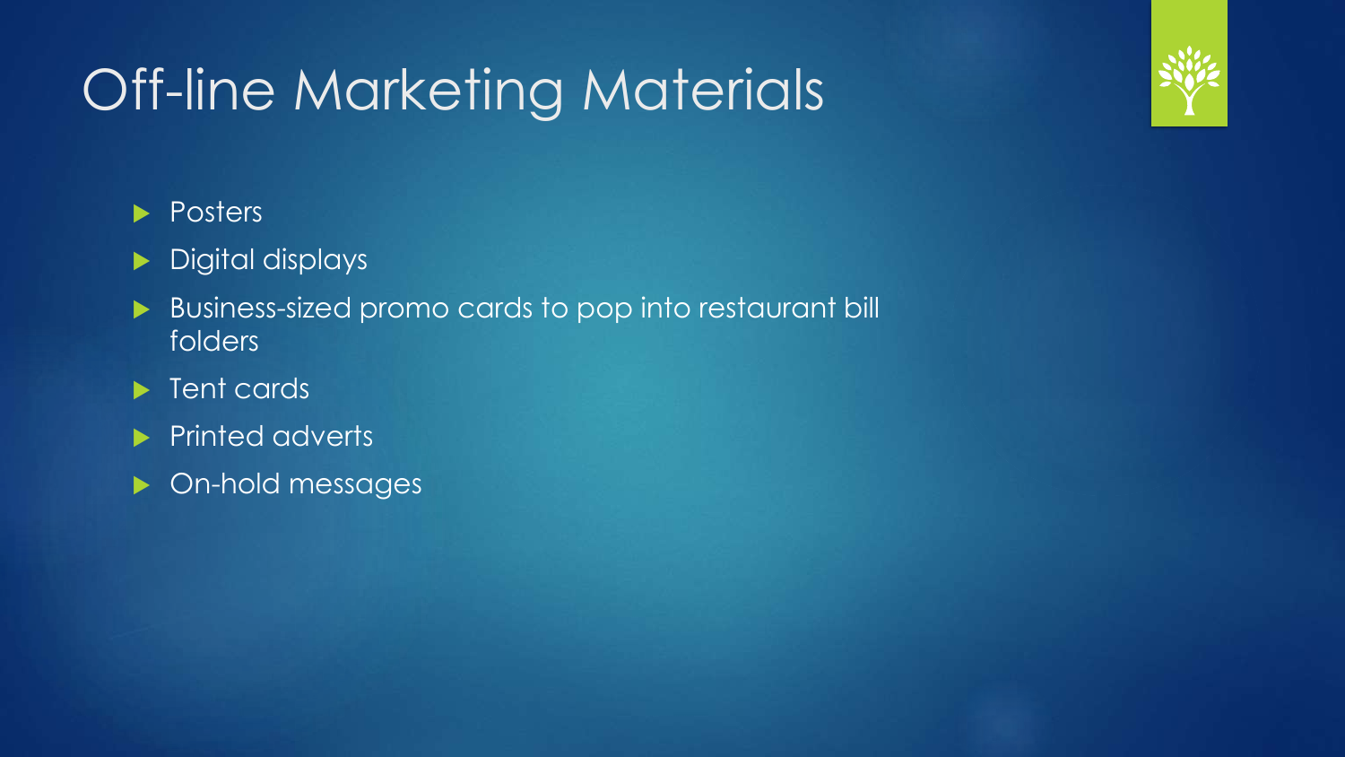# Off-line Marketing Materials

- Posters
- Digital displays
- Business-sized promo cards to pop into restaurant bill folders
- Tent cards
- Printed adverts
- On-hold messages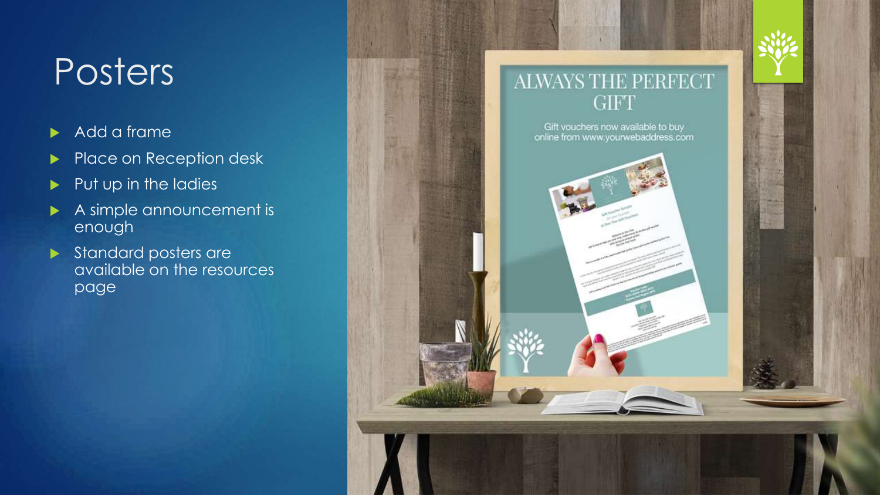# Posters

- Add a frame
- Place on Reception desk
- Put up in the ladies
- A simple announcement is enough
- Standard posters are available on the resources page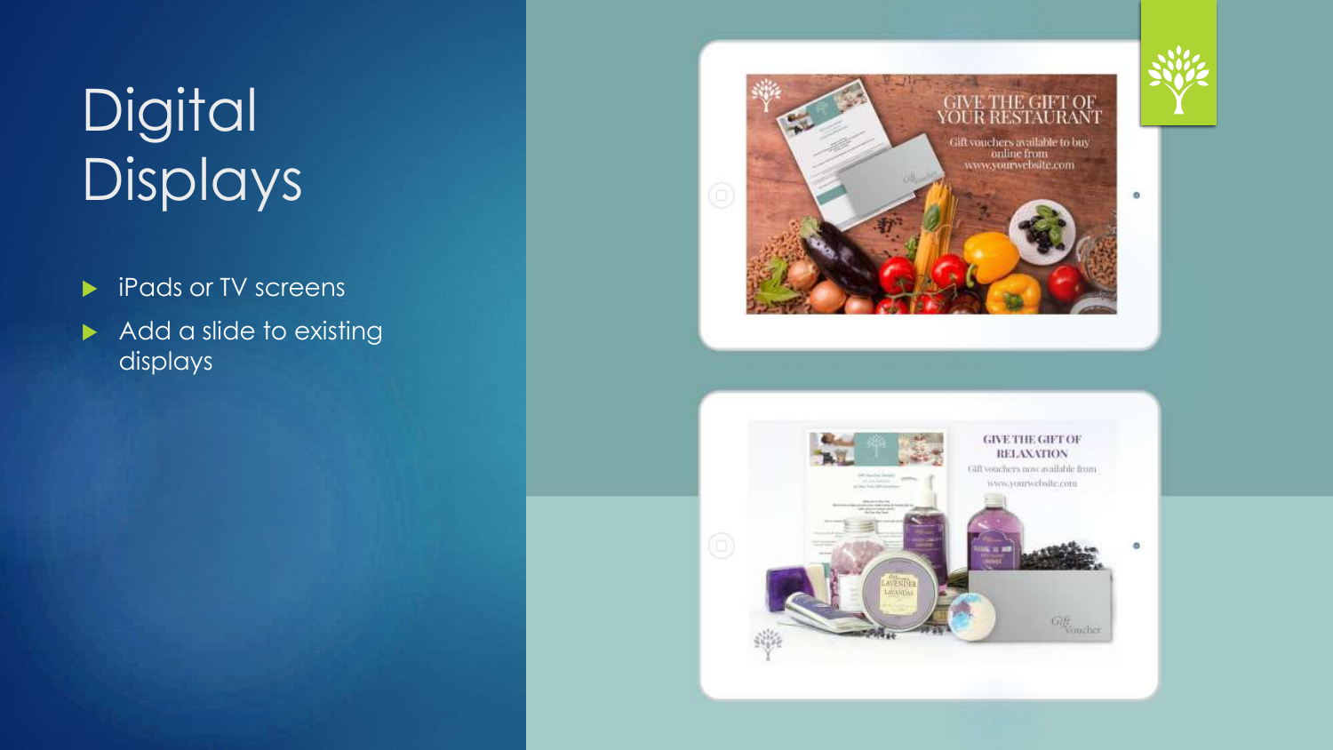# Digital Displays

- iPads or TV screens
- Add a slide to existing displays

GIVE THE GIFT OF YOUR RESTAURANT

Gift vouchers available to buy online from www.yourwebsite.com

GIVE THE GIFT OF RELAXATION

Gift vouchers now available from www.yourwebsite.com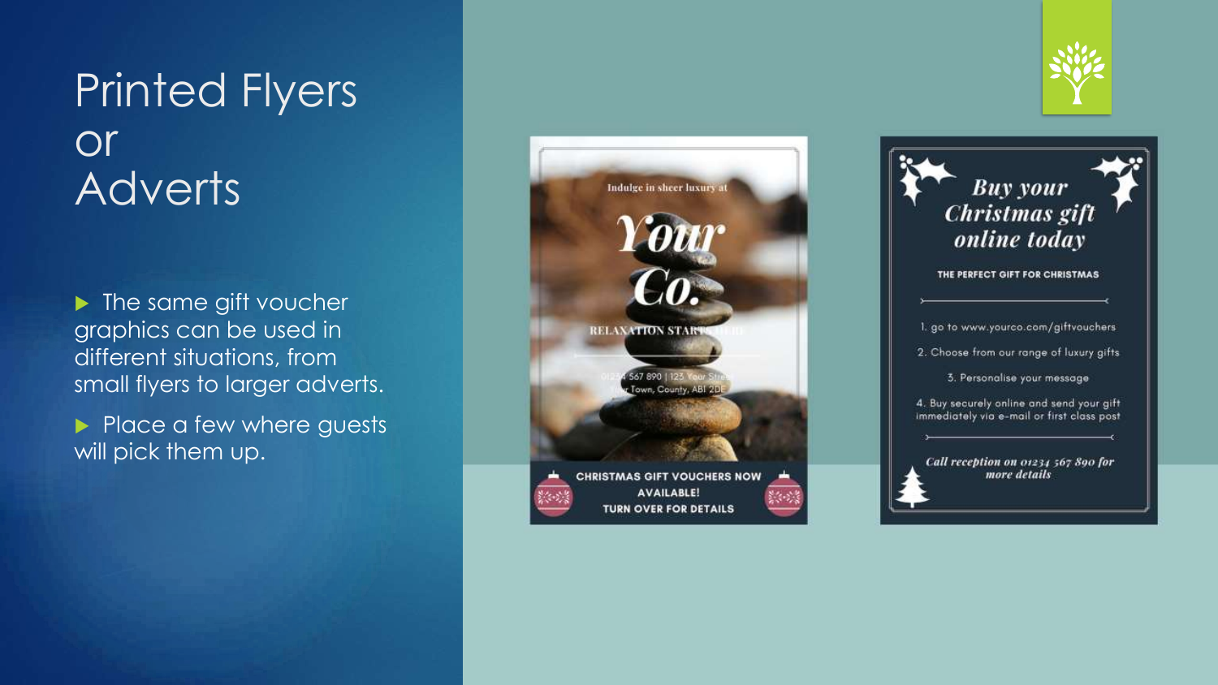# Printed Flyers or Adverts

- The same gift voucher graphics can be used in different situations, from small flyers to larger adverts.
- Place a few where guests will pick them up.

Indulge in sheer luxury at

**Your Co.**

RELAXATION STARTS HERE

01234 567 890 | 123 Your Street Your Town, County, AB1 2DE

**CHRISTMAS GIFT VOUCHERS NOW AVAILABLE! TURN OVER FOR DETAILS**

***Buy your Christmas gift online today***

**THE PERFECT GIFT FOR CHRISTMAS**

1. go to www.yourco.com/giftvouchers
2. Choose from our range of luxury gifts
3. Personalise your message
4. Buy securely online and send your gift immediately via e-mail or first class post

***Call reception on 01234 567 890 for more details***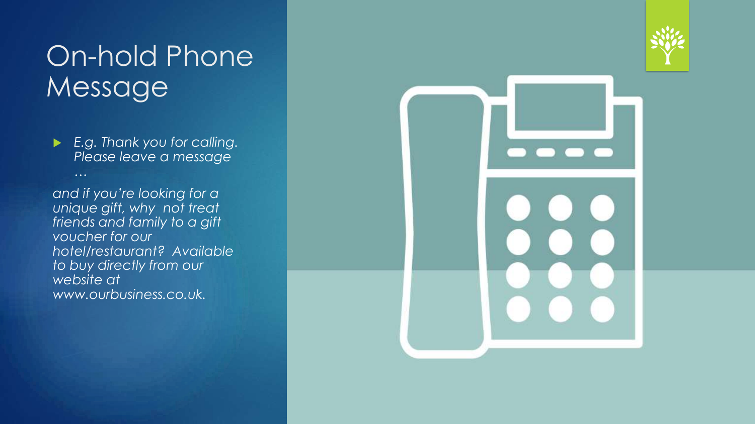# On-hold Phone Message

- *E.g. Thank you for calling. Please leave a message …*

*and if you're looking for a unique gift, why not treat friends and family to a gift voucher for our hotel/restaurant? Available to buy directly from our website at www.ourbusiness.co.uk.*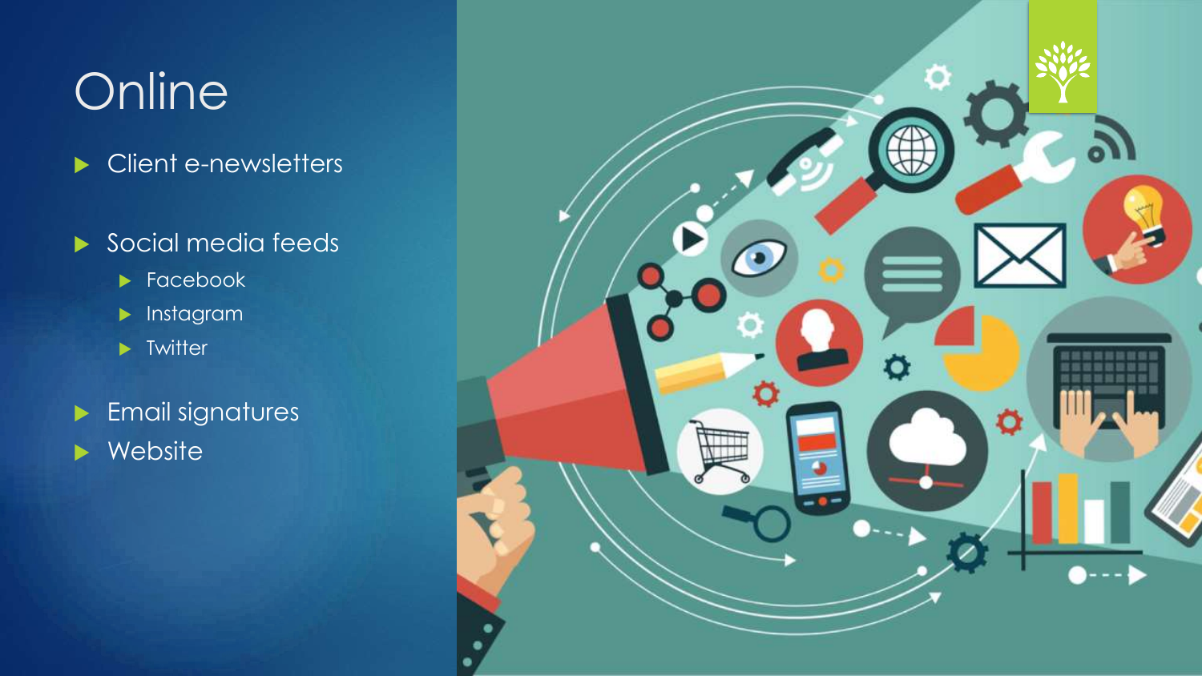# Online

- Client e-newsletters
- Social media feeds
  - Facebook
  - Instagram
  - Twitter
- Email signatures
- Website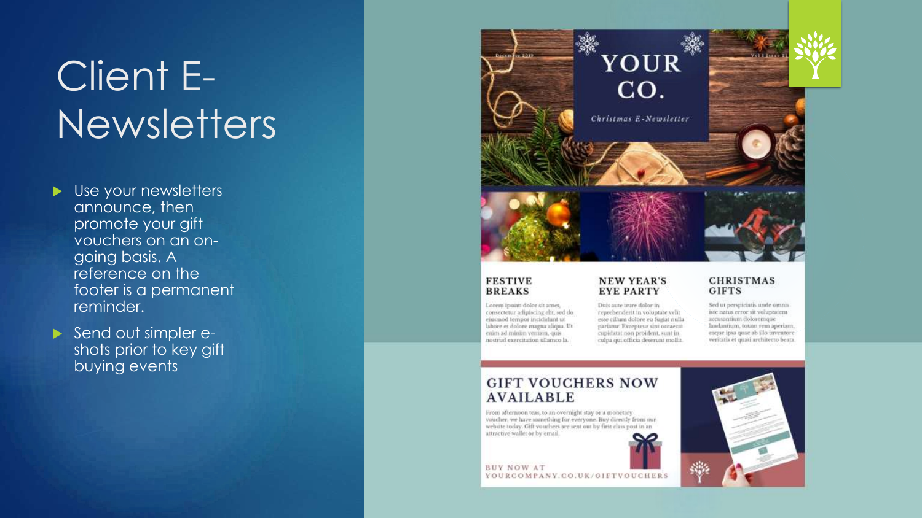# Client E-Newsletters

- Use your newsletters announce, then promote your gift vouchers on an on-going basis. A reference on the footer is a permanent reminder.
- Send out simpler e-shots prior to key gift buying events

December 2019

Vol 1 Issue 31

## YOUR CO.

*Christmas E-Newsletter*

### FESTIVE BREAKS

Lorem ipsum dolor sit amet, consectetur adipiscing elit, sed do eiusmod tempor incididunt ut labore et dolore magna aliqua. Ut enim ad minim veniam, quis nostrud exercitation ullamco la.

### NEW YEAR'S EYE PARTY

Duis aute irure dolor in reprehenderit in voluptate velit esse cillum dolore eu fugiat nulla pariatur. Excepteur sint occaecat cupidatat non proident, sunt in culpa qui officia deserunt mollit.

### CHRISTMAS GIFTS

Sed ut perspiciatis unde omnis iste natus error sit voluptatem accusantium doloremque laudantium, totam rem aperiam, eaque ipsa quae ab illo inventore veritatis et quasi architecto beata.

### GIFT VOUCHERS NOW AVAILABLE

From afternoon teas, to an overnight stay or a monetary voucher, we have something for everyone. Buy directly from our website today. Gift vouchers are sent out by first class post in an attractive wallet or by email.

BUY NOW AT YOURCOMPANY.CO.UK/GIFTVOUCHERS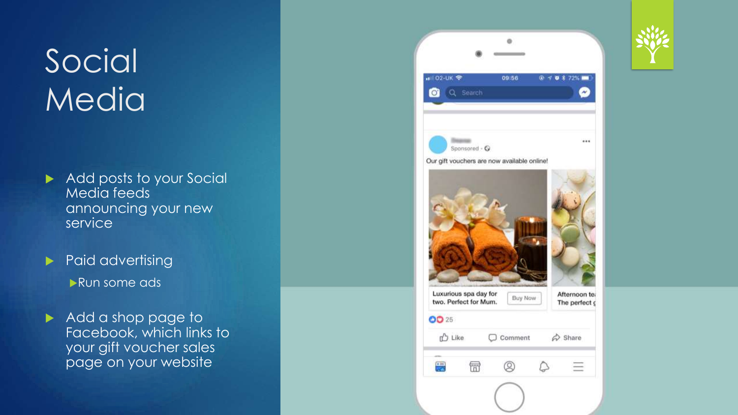# Social Media

- Add posts to your Social Media feeds announcing your new service
- Paid advertising
  - Run some ads
- Add a shop page to Facebook, which links to your gift voucher sales page on your website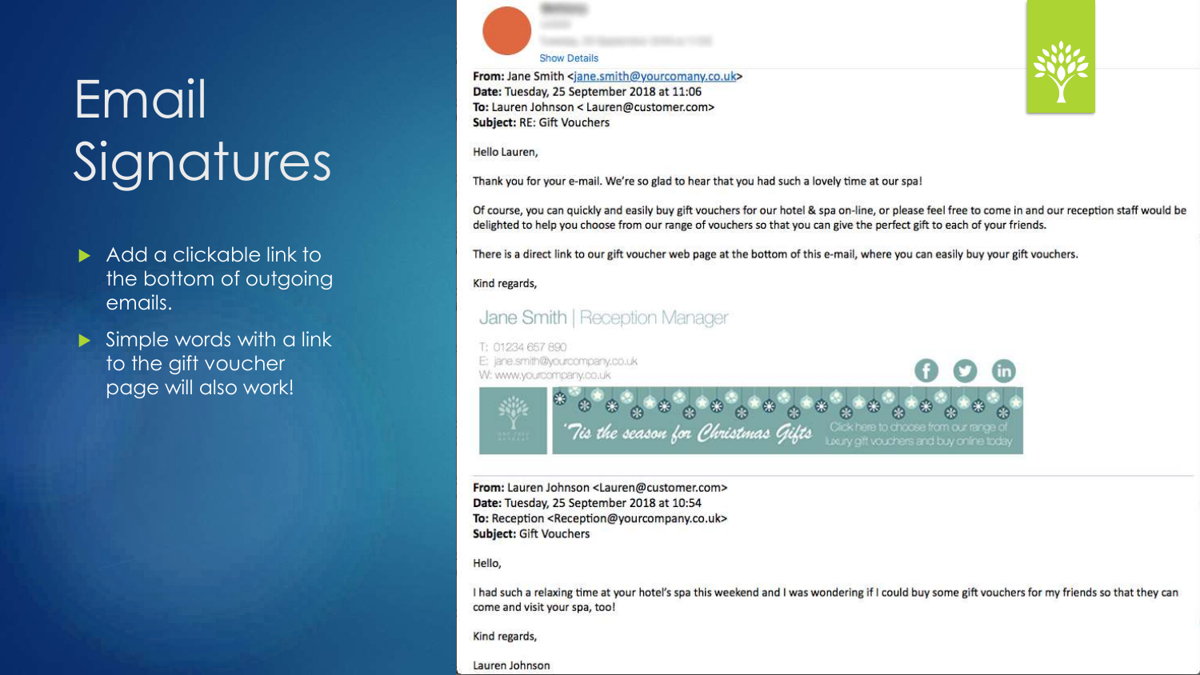# Email Signatures

- Add a clickable link to the bottom of outgoing emails.
- Simple words with a link to the gift voucher page will also work!

Show Details

**From:** Jane Smith <jane.smith@yourcomany.co.uk>
**Date:** Tuesday, 25 September 2018 at 11:06
**To:** Lauren Johnson < Lauren@customer.com>
**Subject:** RE: Gift Vouchers

Hello Lauren,

Thank you for your e-mail. We're so glad to hear that you had such a lovely time at our spa!

Of course, you can quickly and easily buy gift vouchers for our hotel & spa on-line, or please feel free to come in and our reception staff would be delighted to help you choose from our range of vouchers so that you can give the perfect gift to each of your friends.

There is a direct link to our gift voucher web page at the bottom of this e-mail, where you can easily buy your gift vouchers.

Kind regards,

Jane Smith | Reception Manager

T: 01234 657 890
E: jane.smith@yourcompany.co.uk
W: www.yourcompany.co.uk

'Tis the season for Christmas Gifts — Click here to choose from our range of luxury gift vouchers and buy online today

**From:** Lauren Johnson <Lauren@customer.com>
**Date:** Tuesday, 25 September 2018 at 10:54
**To:** Reception <Reception@yourcompany.co.uk>
**Subject:** Gift Vouchers

Hello,

I had such a relaxing time at your hotel's spa this weekend and I was wondering if I could buy some gift vouchers for my friends so that they can come and visit your spa, too!

Kind regards,

Lauren Johnson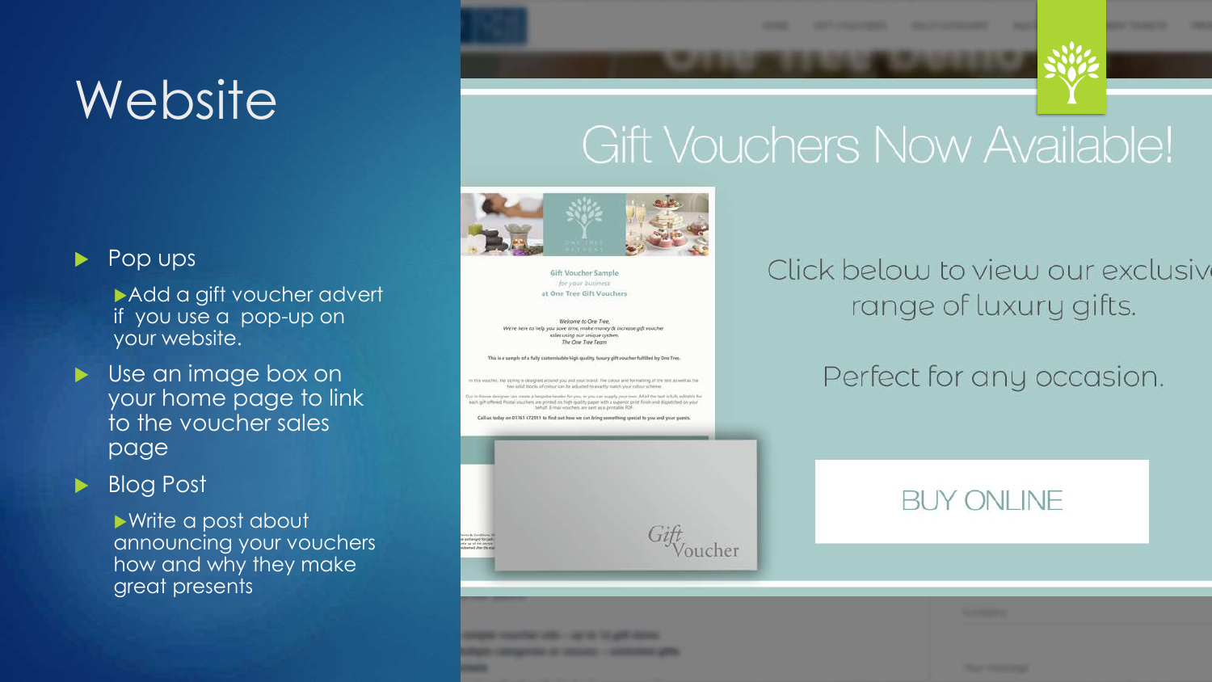# Website

- Pop ups
  - Add a gift voucher advert if you use a pop-up on your website.
- Use an image box on your home page to link to the voucher sales page
- Blog Post
  - Write a post about announcing your vouchers how and why they make great presents

## Gift Vouchers Now Available!

Click below to view our exclusive range of luxury gifts.

Perfect for any occasion.

BUY ONLINE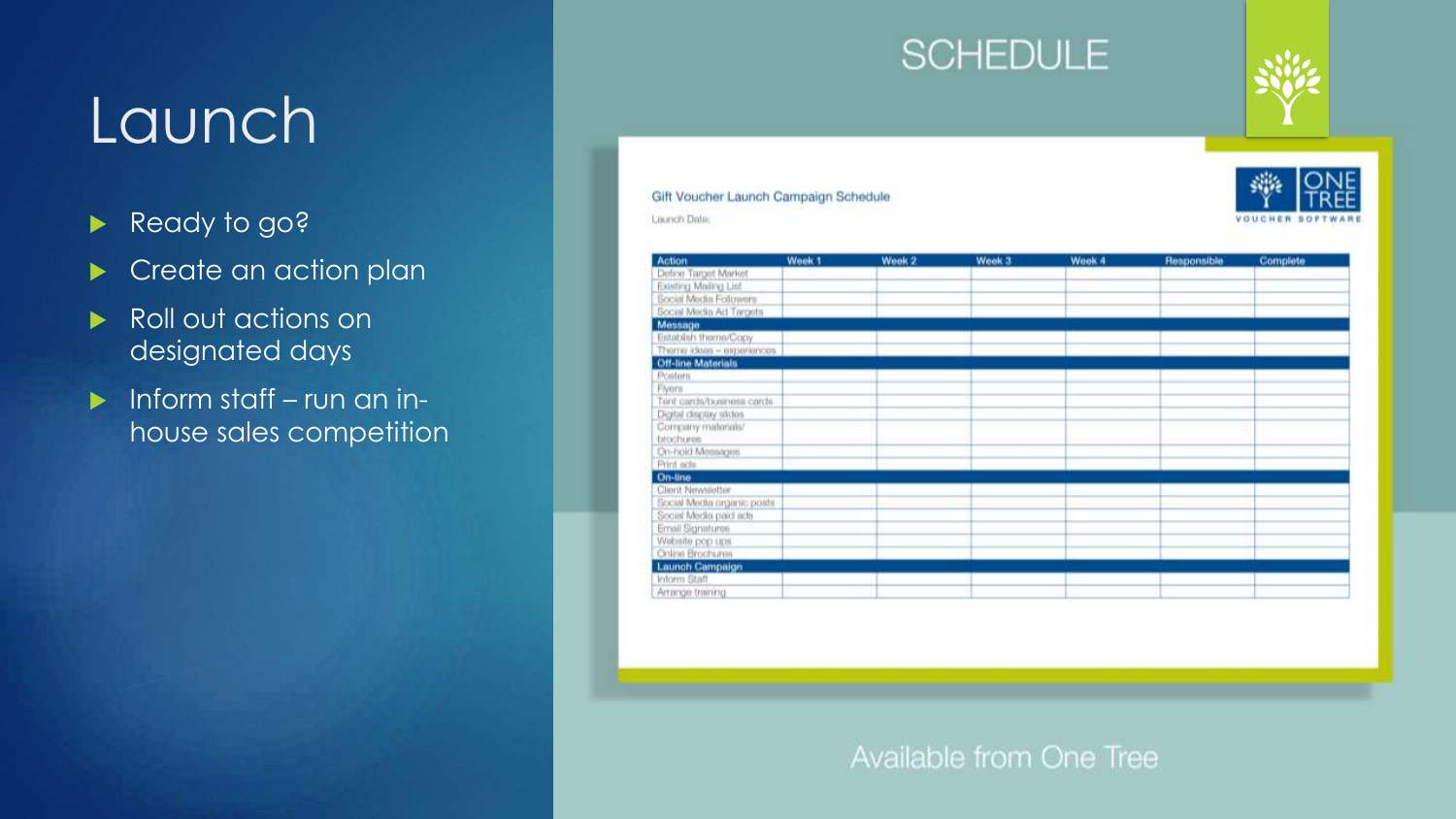# Launch

- Ready to go?
- Create an action plan
- Roll out actions on designated days
- Inform staff – run an in-house sales competition

## SCHEDULE

Gift Voucher Launch Campaign Schedule

Launch Date:

| Action | Week 1 | Week 2 | Week 3 | Week 4 | Responsible | Complete |
|---|---|---|---|---|---|---|
| Define Target Market | | | | | | |
| Existing Mailing List | | | | | | |
| Social Media Followers | | | | | | |
| Social Media Ad Targets | | | | | | |
| **Message** | | | | | | |
| Establish theme/Copy | | | | | | |
| Theme ideas – experiences | | | | | | |
| **Off-line Materials** | | | | | | |
| Posters | | | | | | |
| Flyers | | | | | | |
| Tent cards/business cards | | | | | | |
| Digital display slides | | | | | | |
| Company materials/ brochures | | | | | | |
| On-hold Messages | | | | | | |
| Print ads | | | | | | |
| **On-line** | | | | | | |
| Client Newsletter | | | | | | |
| Social Media organic posts | | | | | | |
| Social Media paid ads | | | | | | |
| Email Signatures | | | | | | |
| Website pop ups | | | | | | |
| Online Brochures | | | | | | |
| **Launch Campaign** | | | | | | |
| Inform Staff | | | | | | |
| Arrange training | | | | | | |

ONE TREE VOUCHER SOFTWARE

Available from One Tree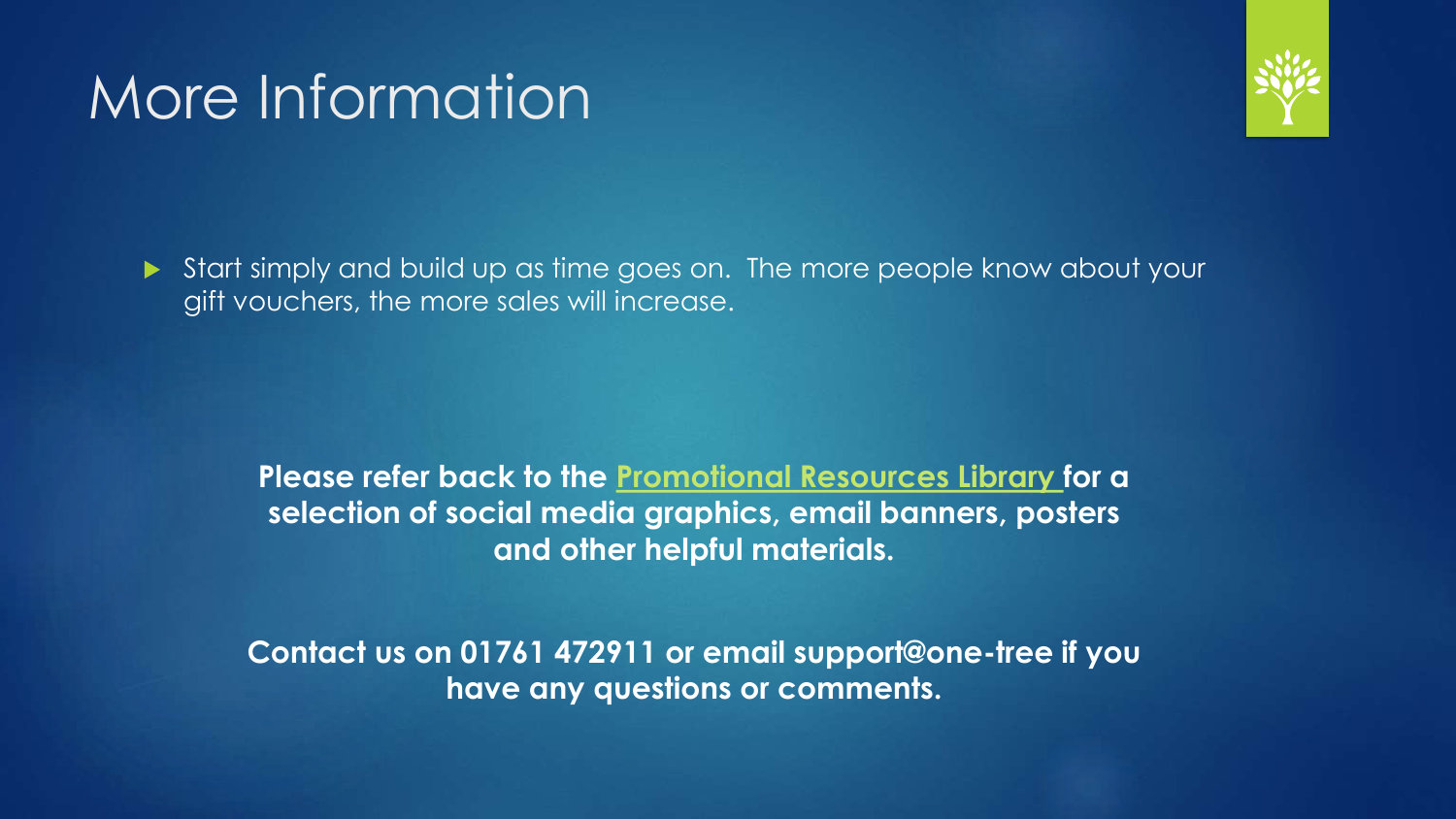# More Information

- Start simply and build up as time goes on. The more people know about your gift vouchers, the more sales will increase.

**Please refer back to the Promotional Resources Library for a selection of social media graphics, email banners, posters and other helpful materials.**

**Contact us on 01761 472911 or email support@one-tree if you have any questions or comments.**